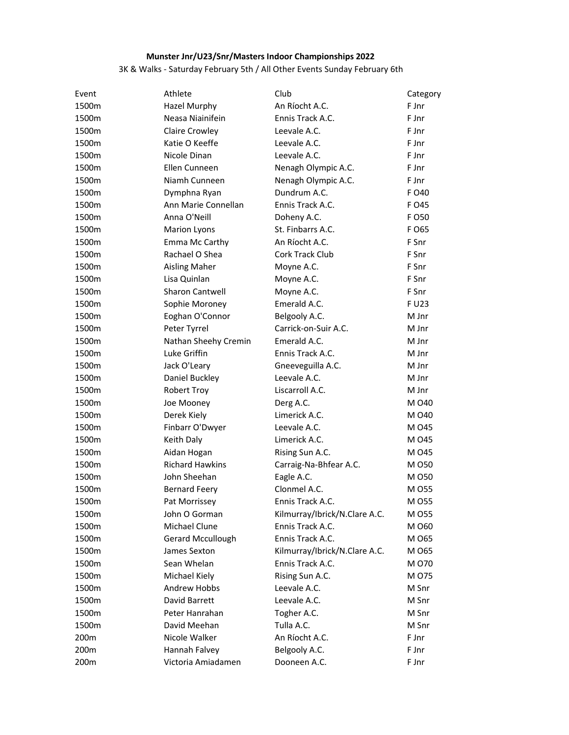**Munster Jnr/U23/Snr/Masters Indoor Championships 2022**

3K & Walks - Saturday February 5th / All Other Events Sunday February 6th

| Event | Athlete | Club | Category |
|---|---|---|---|
| 1500m | Hazel Murphy | An Ríocht A.C. | F Jnr |
| 1500m | Neasa Niainifein | Ennis Track A.C. | F Jnr |
| 1500m | Claire Crowley | Leevale A.C. | F Jnr |
| 1500m | Katie O Keeffe | Leevale A.C. | F Jnr |
| 1500m | Nicole Dinan | Leevale A.C. | F Jnr |
| 1500m | Ellen Cunneen | Nenagh Olympic A.C. | F Jnr |
| 1500m | Niamh Cunneen | Nenagh Olympic A.C. | F Jnr |
| 1500m | Dymphna Ryan | Dundrum A.C. | F O40 |
| 1500m | Ann Marie Connellan | Ennis Track A.C. | F O45 |
| 1500m | Anna O'Neill | Doheny A.C. | F O50 |
| 1500m | Marion Lyons | St. Finbarrs A.C. | F O65 |
| 1500m | Emma Mc Carthy | An Ríocht A.C. | F Snr |
| 1500m | Rachael O Shea | Cork Track Club | F Snr |
| 1500m | Aisling Maher | Moyne A.C. | F Snr |
| 1500m | Lisa Quinlan | Moyne A.C. | F Snr |
| 1500m | Sharon Cantwell | Moyne A.C. | F Snr |
| 1500m | Sophie Moroney | Emerald A.C. | F U23 |
| 1500m | Eoghan O'Connor | Belgooly A.C. | M Jnr |
| 1500m | Peter Tyrrel | Carrick-on-Suir A.C. | M Jnr |
| 1500m | Nathan Sheehy Cremin | Emerald A.C. | M Jnr |
| 1500m | Luke Griffin | Ennis Track A.C. | M Jnr |
| 1500m | Jack O'Leary | Gneeveguilla A.C. | M Jnr |
| 1500m | Daniel Buckley | Leevale A.C. | M Jnr |
| 1500m | Robert Troy | Liscarroll A.C. | M Jnr |
| 1500m | Joe Mooney | Derg A.C. | M O40 |
| 1500m | Derek Kiely | Limerick A.C. | M O40 |
| 1500m | Finbarr O'Dwyer | Leevale A.C. | M O45 |
| 1500m | Keith Daly | Limerick A.C. | M O45 |
| 1500m | Aidan Hogan | Rising Sun A.C. | M O45 |
| 1500m | Richard Hawkins | Carraig-Na-Bhfear A.C. | M O50 |
| 1500m | John Sheehan | Eagle A.C. | M O50 |
| 1500m | Bernard Feery | Clonmel A.C. | M O55 |
| 1500m | Pat Morrissey | Ennis Track A.C. | M O55 |
| 1500m | John O Gorman | Kilmurray/Ibrick/N.Clare A.C. | M O55 |
| 1500m | Michael Clune | Ennis Track A.C. | M O60 |
| 1500m | Gerard Mccullough | Ennis Track A.C. | M O65 |
| 1500m | James Sexton | Kilmurray/Ibrick/N.Clare A.C. | M O65 |
| 1500m | Sean Whelan | Ennis Track A.C. | M O70 |
| 1500m | Michael Kiely | Rising Sun A.C. | M O75 |
| 1500m | Andrew Hobbs | Leevale A.C. | M Snr |
| 1500m | David Barrett | Leevale A.C. | M Snr |
| 1500m | Peter Hanrahan | Togher A.C. | M Snr |
| 1500m | David Meehan | Tulla A.C. | M Snr |
| 200m | Nicole Walker | An Ríocht A.C. | F Jnr |
| 200m | Hannah Falvey | Belgooly A.C. | F Jnr |
| 200m | Victoria Amiadamen | Dooneen A.C. | F Jnr |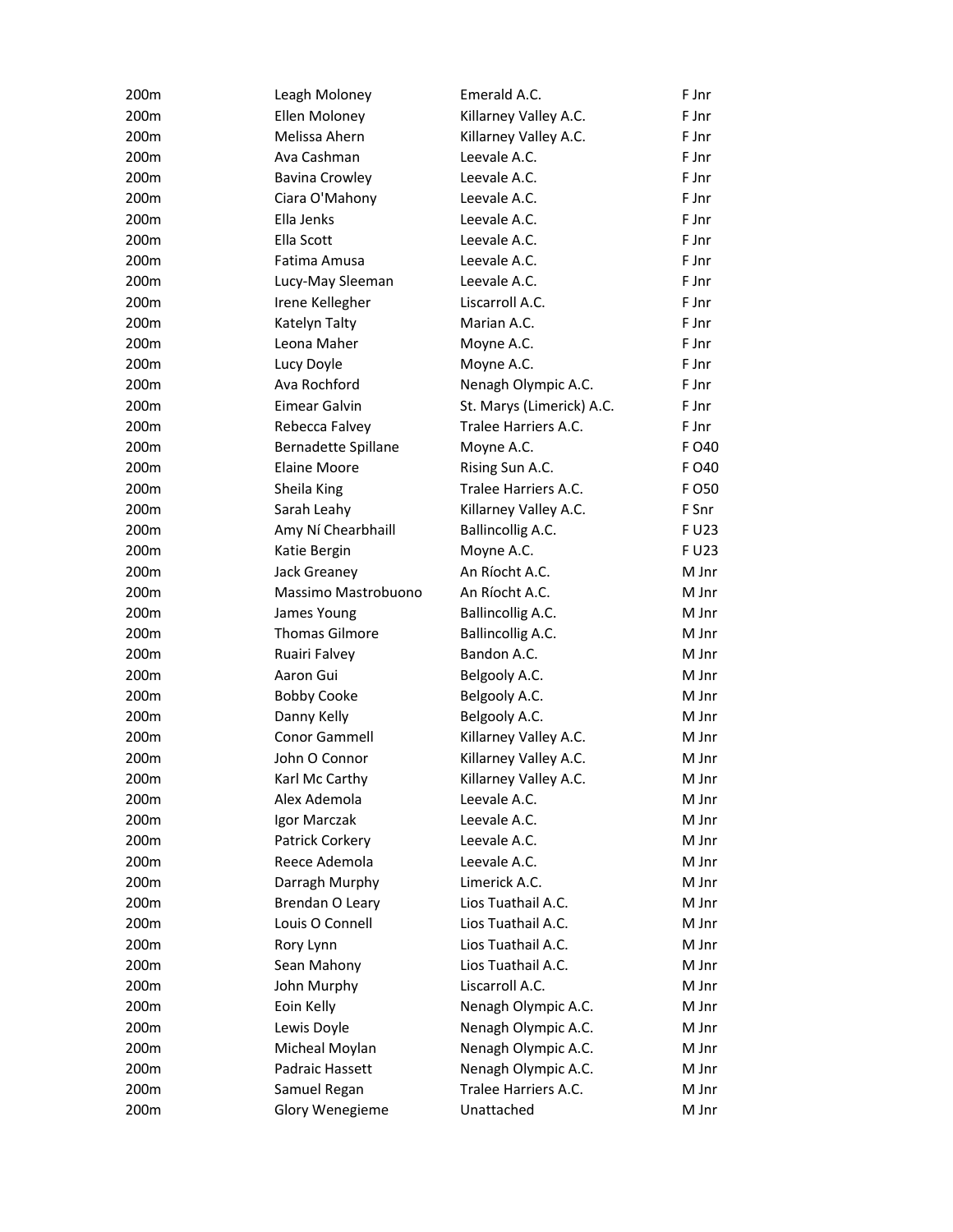| | | | |
|---|---|---|---|
| 200m | Leagh Moloney | Emerald A.C. | F Jnr |
| 200m | Ellen Moloney | Killarney Valley A.C. | F Jnr |
| 200m | Melissa Ahern | Killarney Valley A.C. | F Jnr |
| 200m | Ava Cashman | Leevale A.C. | F Jnr |
| 200m | Bavina Crowley | Leevale A.C. | F Jnr |
| 200m | Ciara O'Mahony | Leevale A.C. | F Jnr |
| 200m | Ella Jenks | Leevale A.C. | F Jnr |
| 200m | Ella Scott | Leevale A.C. | F Jnr |
| 200m | Fatima Amusa | Leevale A.C. | F Jnr |
| 200m | Lucy-May Sleeman | Leevale A.C. | F Jnr |
| 200m | Irene Kellegher | Liscarroll A.C. | F Jnr |
| 200m | Katelyn Talty | Marian A.C. | F Jnr |
| 200m | Leona Maher | Moyne A.C. | F Jnr |
| 200m | Lucy Doyle | Moyne A.C. | F Jnr |
| 200m | Ava Rochford | Nenagh Olympic A.C. | F Jnr |
| 200m | Eimear Galvin | St. Marys (Limerick) A.C. | F Jnr |
| 200m | Rebecca Falvey | Tralee Harriers A.C. | F Jnr |
| 200m | Bernadette Spillane | Moyne A.C. | F O40 |
| 200m | Elaine Moore | Rising Sun A.C. | F O40 |
| 200m | Sheila King | Tralee Harriers A.C. | F O50 |
| 200m | Sarah Leahy | Killarney Valley A.C. | F Snr |
| 200m | Amy Ní Chearbhaill | Ballincollig A.C. | F U23 |
| 200m | Katie Bergin | Moyne A.C. | F U23 |
| 200m | Jack Greaney | An Ríocht A.C. | M Jnr |
| 200m | Massimo Mastrobuono | An Ríocht A.C. | M Jnr |
| 200m | James Young | Ballincollig A.C. | M Jnr |
| 200m | Thomas Gilmore | Ballincollig A.C. | M Jnr |
| 200m | Ruairi Falvey | Bandon A.C. | M Jnr |
| 200m | Aaron Gui | Belgooly A.C. | M Jnr |
| 200m | Bobby Cooke | Belgooly A.C. | M Jnr |
| 200m | Danny Kelly | Belgooly A.C. | M Jnr |
| 200m | Conor Gammell | Killarney Valley A.C. | M Jnr |
| 200m | John O Connor | Killarney Valley A.C. | M Jnr |
| 200m | Karl Mc Carthy | Killarney Valley A.C. | M Jnr |
| 200m | Alex Ademola | Leevale A.C. | M Jnr |
| 200m | Igor Marczak | Leevale A.C. | M Jnr |
| 200m | Patrick Corkery | Leevale A.C. | M Jnr |
| 200m | Reece Ademola | Leevale A.C. | M Jnr |
| 200m | Darragh Murphy | Limerick A.C. | M Jnr |
| 200m | Brendan O Leary | Lios Tuathail A.C. | M Jnr |
| 200m | Louis O Connell | Lios Tuathail A.C. | M Jnr |
| 200m | Rory Lynn | Lios Tuathail A.C. | M Jnr |
| 200m | Sean Mahony | Lios Tuathail A.C. | M Jnr |
| 200m | John Murphy | Liscarroll A.C. | M Jnr |
| 200m | Eoin Kelly | Nenagh Olympic A.C. | M Jnr |
| 200m | Lewis Doyle | Nenagh Olympic A.C. | M Jnr |
| 200m | Micheal Moylan | Nenagh Olympic A.C. | M Jnr |
| 200m | Padraic Hassett | Nenagh Olympic A.C. | M Jnr |
| 200m | Samuel Regan | Tralee Harriers A.C. | M Jnr |
| 200m | Glory Wenegieme | Unattached | M Jnr |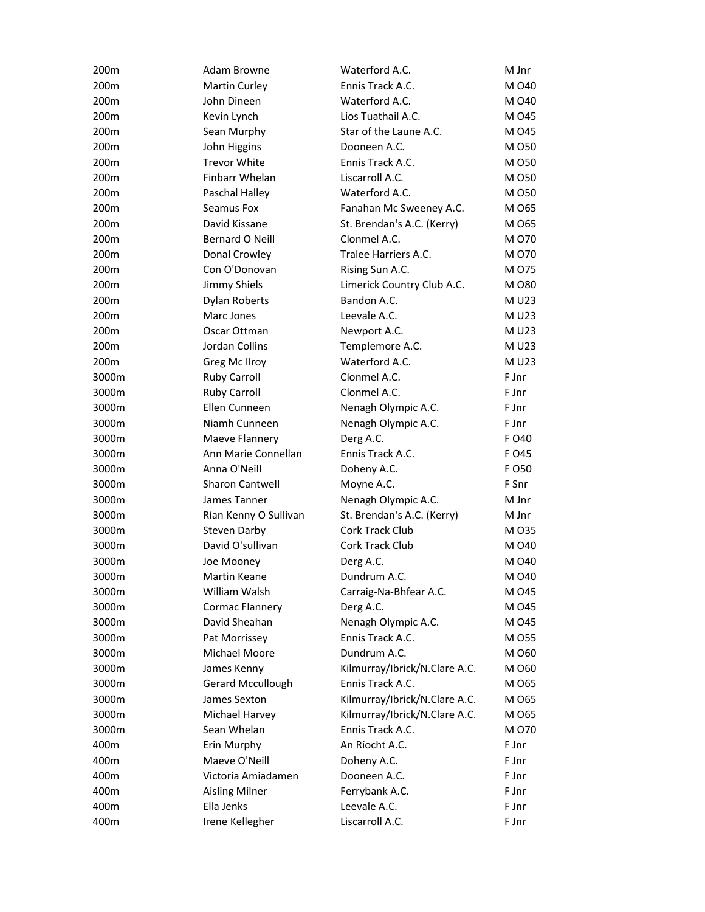| | | | |
|---|---|---|---|
| 200m | Adam Browne | Waterford A.C. | M Jnr |
| 200m | Martin Curley | Ennis Track A.C. | M O40 |
| 200m | John Dineen | Waterford A.C. | M O40 |
| 200m | Kevin Lynch | Lios Tuathail A.C. | M O45 |
| 200m | Sean Murphy | Star of the Laune A.C. | M O45 |
| 200m | John Higgins | Dooneen A.C. | M O50 |
| 200m | Trevor White | Ennis Track A.C. | M O50 |
| 200m | Finbarr Whelan | Liscarroll A.C. | M O50 |
| 200m | Paschal Halley | Waterford A.C. | M O50 |
| 200m | Seamus Fox | Fanahan Mc Sweeney A.C. | M O65 |
| 200m | David Kissane | St. Brendan's A.C. (Kerry) | M O65 |
| 200m | Bernard O Neill | Clonmel A.C. | M O70 |
| 200m | Donal Crowley | Tralee Harriers A.C. | M O70 |
| 200m | Con O'Donovan | Rising Sun A.C. | M O75 |
| 200m | Jimmy Shiels | Limerick Country Club A.C. | M O80 |
| 200m | Dylan Roberts | Bandon A.C. | M U23 |
| 200m | Marc Jones | Leevale A.C. | M U23 |
| 200m | Oscar Ottman | Newport A.C. | M U23 |
| 200m | Jordan Collins | Templemore A.C. | M U23 |
| 200m | Greg Mc Ilroy | Waterford A.C. | M U23 |
| 3000m | Ruby Carroll | Clonmel A.C. | F Jnr |
| 3000m | Ruby Carroll | Clonmel A.C. | F Jnr |
| 3000m | Ellen Cunneen | Nenagh Olympic A.C. | F Jnr |
| 3000m | Niamh Cunneen | Nenagh Olympic A.C. | F Jnr |
| 3000m | Maeve Flannery | Derg A.C. | F O40 |
| 3000m | Ann Marie Connellan | Ennis Track A.C. | F O45 |
| 3000m | Anna O'Neill | Doheny A.C. | F O50 |
| 3000m | Sharon Cantwell | Moyne A.C. | F Snr |
| 3000m | James Tanner | Nenagh Olympic A.C. | M Jnr |
| 3000m | Rían Kenny O Sullivan | St. Brendan's A.C. (Kerry) | M Jnr |
| 3000m | Steven Darby | Cork Track Club | M O35 |
| 3000m | David O'sullivan | Cork Track Club | M O40 |
| 3000m | Joe Mooney | Derg A.C. | M O40 |
| 3000m | Martin Keane | Dundrum A.C. | M O40 |
| 3000m | William Walsh | Carraig-Na-Bhfear A.C. | M O45 |
| 3000m | Cormac Flannery | Derg A.C. | M O45 |
| 3000m | David Sheahan | Nenagh Olympic A.C. | M O45 |
| 3000m | Pat Morrissey | Ennis Track A.C. | M O55 |
| 3000m | Michael Moore | Dundrum A.C. | M O60 |
| 3000m | James Kenny | Kilmurray/Ibrick/N.Clare A.C. | M O60 |
| 3000m | Gerard Mccullough | Ennis Track A.C. | M O65 |
| 3000m | James Sexton | Kilmurray/Ibrick/N.Clare A.C. | M O65 |
| 3000m | Michael Harvey | Kilmurray/Ibrick/N.Clare A.C. | M O65 |
| 3000m | Sean Whelan | Ennis Track A.C. | M O70 |
| 400m | Erin Murphy | An Ríocht A.C. | F Jnr |
| 400m | Maeve O'Neill | Doheny A.C. | F Jnr |
| 400m | Victoria Amiadamen | Dooneen A.C. | F Jnr |
| 400m | Aisling Milner | Ferrybank A.C. | F Jnr |
| 400m | Ella Jenks | Leevale A.C. | F Jnr |
| 400m | Irene Kellegher | Liscarroll A.C. | F Jnr |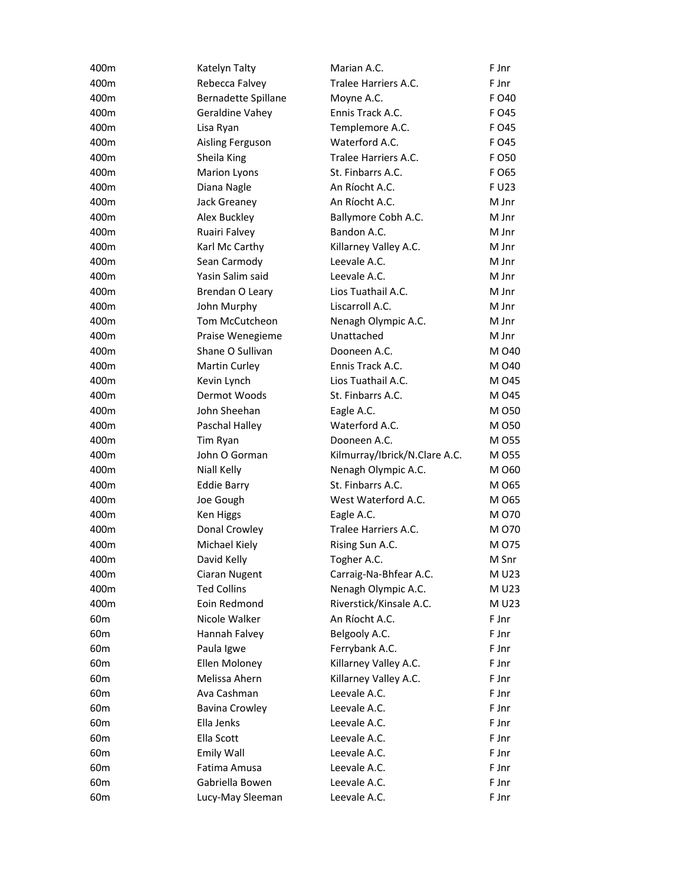| | | | |
|---|---|---|---|
| 400m | Katelyn Talty | Marian A.C. | F Jnr |
| 400m | Rebecca Falvey | Tralee Harriers A.C. | F Jnr |
| 400m | Bernadette Spillane | Moyne A.C. | F O40 |
| 400m | Geraldine Vahey | Ennis Track A.C. | F O45 |
| 400m | Lisa Ryan | Templemore A.C. | F O45 |
| 400m | Aisling Ferguson | Waterford A.C. | F O45 |
| 400m | Sheila King | Tralee Harriers A.C. | F O50 |
| 400m | Marion Lyons | St. Finbarrs A.C. | F O65 |
| 400m | Diana Nagle | An Ríocht A.C. | F U23 |
| 400m | Jack Greaney | An Ríocht A.C. | M Jnr |
| 400m | Alex Buckley | Ballymore Cobh A.C. | M Jnr |
| 400m | Ruairi Falvey | Bandon A.C. | M Jnr |
| 400m | Karl Mc Carthy | Killarney Valley A.C. | M Jnr |
| 400m | Sean Carmody | Leevale A.C. | M Jnr |
| 400m | Yasin Salim said | Leevale A.C. | M Jnr |
| 400m | Brendan O Leary | Lios Tuathail A.C. | M Jnr |
| 400m | John Murphy | Liscarroll A.C. | M Jnr |
| 400m | Tom McCutcheon | Nenagh Olympic A.C. | M Jnr |
| 400m | Praise Wenegieme | Unattached | M Jnr |
| 400m | Shane O Sullivan | Dooneen A.C. | M O40 |
| 400m | Martin Curley | Ennis Track A.C. | M O40 |
| 400m | Kevin Lynch | Lios Tuathail A.C. | M O45 |
| 400m | Dermot Woods | St. Finbarrs A.C. | M O45 |
| 400m | John Sheehan | Eagle A.C. | M O50 |
| 400m | Paschal Halley | Waterford A.C. | M O50 |
| 400m | Tim Ryan | Dooneen A.C. | M O55 |
| 400m | John O Gorman | Kilmurray/Ibrick/N.Clare A.C. | M O55 |
| 400m | Niall Kelly | Nenagh Olympic A.C. | M O60 |
| 400m | Eddie Barry | St. Finbarrs A.C. | M O65 |
| 400m | Joe Gough | West Waterford A.C. | M O65 |
| 400m | Ken Higgs | Eagle A.C. | M O70 |
| 400m | Donal Crowley | Tralee Harriers A.C. | M O70 |
| 400m | Michael Kiely | Rising Sun A.C. | M O75 |
| 400m | David Kelly | Togher A.C. | M Snr |
| 400m | Ciaran Nugent | Carraig-Na-Bhfear A.C. | M U23 |
| 400m | Ted Collins | Nenagh Olympic A.C. | M U23 |
| 400m | Eoin Redmond | Riverstick/Kinsale A.C. | M U23 |
| 60m | Nicole Walker | An Ríocht A.C. | F Jnr |
| 60m | Hannah Falvey | Belgooly A.C. | F Jnr |
| 60m | Paula Igwe | Ferrybank A.C. | F Jnr |
| 60m | Ellen Moloney | Killarney Valley A.C. | F Jnr |
| 60m | Melissa Ahern | Killarney Valley A.C. | F Jnr |
| 60m | Ava Cashman | Leevale A.C. | F Jnr |
| 60m | Bavina Crowley | Leevale A.C. | F Jnr |
| 60m | Ella Jenks | Leevale A.C. | F Jnr |
| 60m | Ella Scott | Leevale A.C. | F Jnr |
| 60m | Emily Wall | Leevale A.C. | F Jnr |
| 60m | Fatima Amusa | Leevale A.C. | F Jnr |
| 60m | Gabriella Bowen | Leevale A.C. | F Jnr |
| 60m | Lucy-May Sleeman | Leevale A.C. | F Jnr |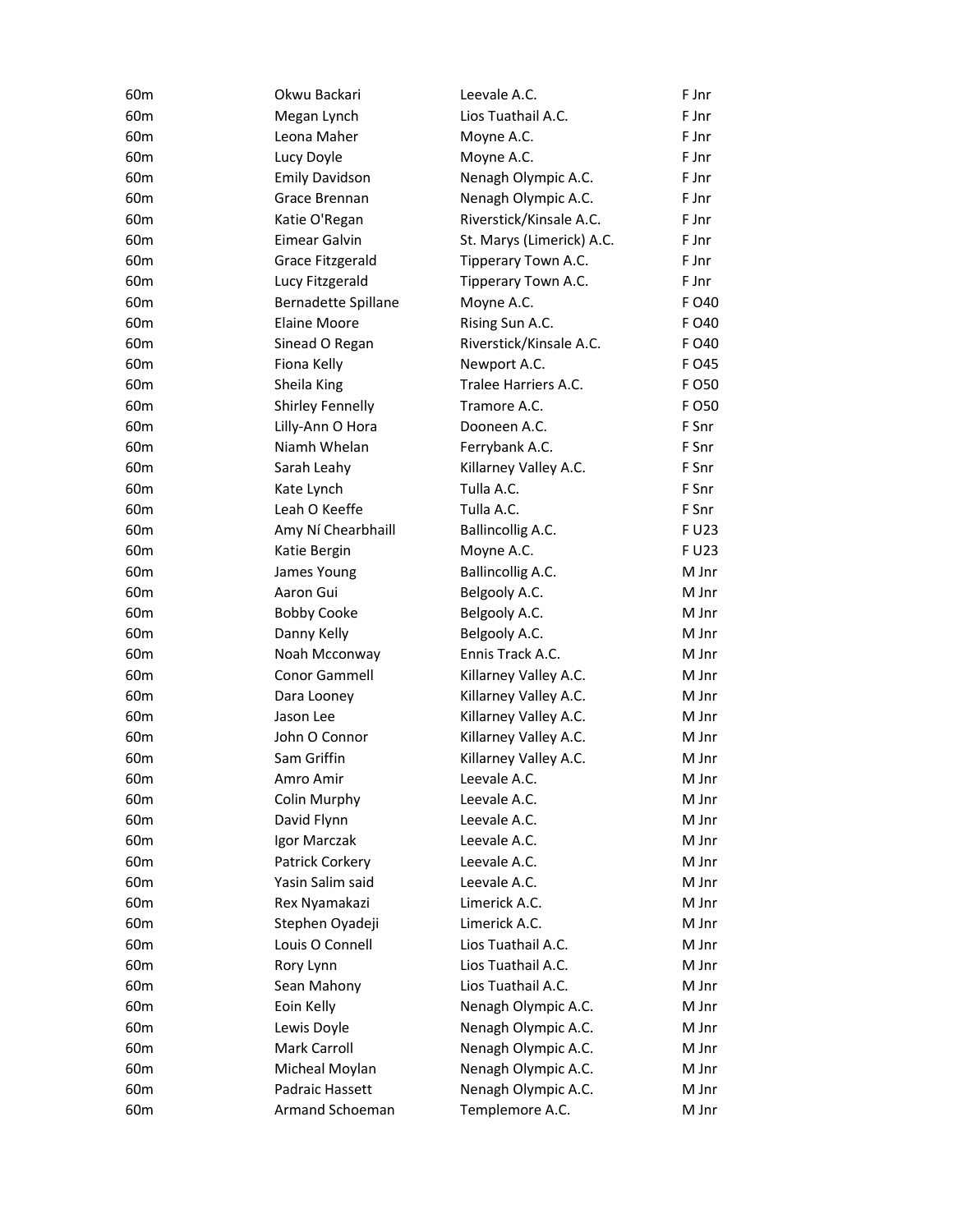| | | | |
|---|---|---|---|
| 60m | Okwu Backari | Leevale A.C. | F Jnr |
| 60m | Megan Lynch | Lios Tuathail A.C. | F Jnr |
| 60m | Leona Maher | Moyne A.C. | F Jnr |
| 60m | Lucy Doyle | Moyne A.C. | F Jnr |
| 60m | Emily Davidson | Nenagh Olympic A.C. | F Jnr |
| 60m | Grace Brennan | Nenagh Olympic A.C. | F Jnr |
| 60m | Katie O'Regan | Riverstick/Kinsale A.C. | F Jnr |
| 60m | Eimear Galvin | St. Marys (Limerick) A.C. | F Jnr |
| 60m | Grace Fitzgerald | Tipperary Town A.C. | F Jnr |
| 60m | Lucy Fitzgerald | Tipperary Town A.C. | F Jnr |
| 60m | Bernadette Spillane | Moyne A.C. | F O40 |
| 60m | Elaine Moore | Rising Sun A.C. | F O40 |
| 60m | Sinead O Regan | Riverstick/Kinsale A.C. | F O40 |
| 60m | Fiona Kelly | Newport A.C. | F O45 |
| 60m | Sheila King | Tralee Harriers A.C. | F O50 |
| 60m | Shirley Fennelly | Tramore A.C. | F O50 |
| 60m | Lilly-Ann O Hora | Dooneen A.C. | F Snr |
| 60m | Niamh Whelan | Ferrybank A.C. | F Snr |
| 60m | Sarah Leahy | Killarney Valley A.C. | F Snr |
| 60m | Kate Lynch | Tulla A.C. | F Snr |
| 60m | Leah O Keeffe | Tulla A.C. | F Snr |
| 60m | Amy Ní Chearbhaill | Ballincollig A.C. | F U23 |
| 60m | Katie Bergin | Moyne A.C. | F U23 |
| 60m | James Young | Ballincollig A.C. | M Jnr |
| 60m | Aaron Gui | Belgooly A.C. | M Jnr |
| 60m | Bobby Cooke | Belgooly A.C. | M Jnr |
| 60m | Danny Kelly | Belgooly A.C. | M Jnr |
| 60m | Noah Mcconway | Ennis Track A.C. | M Jnr |
| 60m | Conor Gammell | Killarney Valley A.C. | M Jnr |
| 60m | Dara Looney | Killarney Valley A.C. | M Jnr |
| 60m | Jason Lee | Killarney Valley A.C. | M Jnr |
| 60m | John O Connor | Killarney Valley A.C. | M Jnr |
| 60m | Sam Griffin | Killarney Valley A.C. | M Jnr |
| 60m | Amro Amir | Leevale A.C. | M Jnr |
| 60m | Colin Murphy | Leevale A.C. | M Jnr |
| 60m | David Flynn | Leevale A.C. | M Jnr |
| 60m | Igor Marczak | Leevale A.C. | M Jnr |
| 60m | Patrick Corkery | Leevale A.C. | M Jnr |
| 60m | Yasin Salim said | Leevale A.C. | M Jnr |
| 60m | Rex Nyamakazi | Limerick A.C. | M Jnr |
| 60m | Stephen Oyadeji | Limerick A.C. | M Jnr |
| 60m | Louis O Connell | Lios Tuathail A.C. | M Jnr |
| 60m | Rory Lynn | Lios Tuathail A.C. | M Jnr |
| 60m | Sean Mahony | Lios Tuathail A.C. | M Jnr |
| 60m | Eoin Kelly | Nenagh Olympic A.C. | M Jnr |
| 60m | Lewis Doyle | Nenagh Olympic A.C. | M Jnr |
| 60m | Mark Carroll | Nenagh Olympic A.C. | M Jnr |
| 60m | Micheal Moylan | Nenagh Olympic A.C. | M Jnr |
| 60m | Padraic Hassett | Nenagh Olympic A.C. | M Jnr |
| 60m | Armand Schoeman | Templemore A.C. | M Jnr |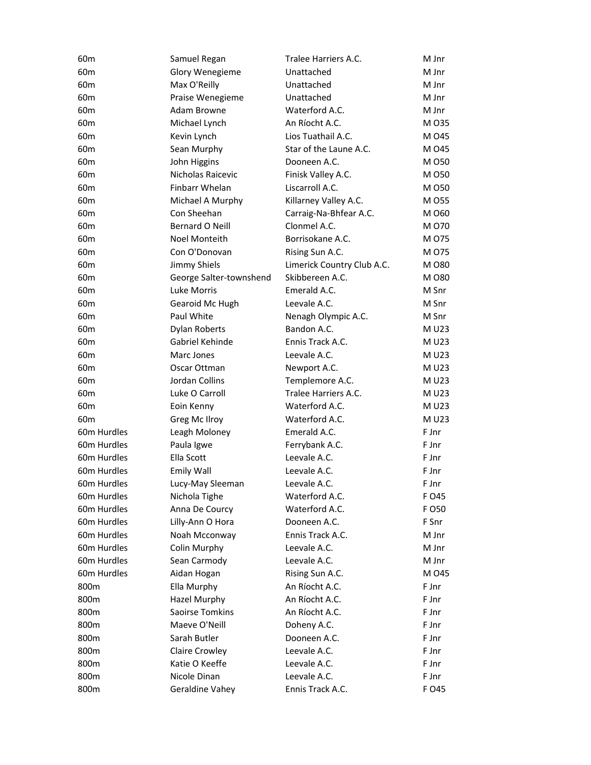| | | | |
|---|---|---|---|
| 60m | Samuel Regan | Tralee Harriers A.C. | M Jnr |
| 60m | Glory Wenegieme | Unattached | M Jnr |
| 60m | Max O'Reilly | Unattached | M Jnr |
| 60m | Praise Wenegieme | Unattached | M Jnr |
| 60m | Adam Browne | Waterford A.C. | M Jnr |
| 60m | Michael Lynch | An Ríocht A.C. | M O35 |
| 60m | Kevin Lynch | Lios Tuathail A.C. | M O45 |
| 60m | Sean Murphy | Star of the Laune A.C. | M O45 |
| 60m | John Higgins | Dooneen A.C. | M O50 |
| 60m | Nicholas Raicevic | Finisk Valley A.C. | M O50 |
| 60m | Finbarr Whelan | Liscarroll A.C. | M O50 |
| 60m | Michael A Murphy | Killarney Valley A.C. | M O55 |
| 60m | Con Sheehan | Carraig-Na-Bhfear A.C. | M O60 |
| 60m | Bernard O Neill | Clonmel A.C. | M O70 |
| 60m | Noel Monteith | Borrisokane A.C. | M O75 |
| 60m | Con O'Donovan | Rising Sun A.C. | M O75 |
| 60m | Jimmy Shiels | Limerick Country Club A.C. | M O80 |
| 60m | George Salter-townshend | Skibbereen A.C. | M O80 |
| 60m | Luke Morris | Emerald A.C. | M Snr |
| 60m | Gearoid Mc Hugh | Leevale A.C. | M Snr |
| 60m | Paul White | Nenagh Olympic A.C. | M Snr |
| 60m | Dylan Roberts | Bandon A.C. | M U23 |
| 60m | Gabriel Kehinde | Ennis Track A.C. | M U23 |
| 60m | Marc Jones | Leevale A.C. | M U23 |
| 60m | Oscar Ottman | Newport A.C. | M U23 |
| 60m | Jordan Collins | Templemore A.C. | M U23 |
| 60m | Luke O Carroll | Tralee Harriers A.C. | M U23 |
| 60m | Eoin Kenny | Waterford A.C. | M U23 |
| 60m | Greg Mc Ilroy | Waterford A.C. | M U23 |
| 60m Hurdles | Leagh Moloney | Emerald A.C. | F Jnr |
| 60m Hurdles | Paula Igwe | Ferrybank A.C. | F Jnr |
| 60m Hurdles | Ella Scott | Leevale A.C. | F Jnr |
| 60m Hurdles | Emily Wall | Leevale A.C. | F Jnr |
| 60m Hurdles | Lucy-May Sleeman | Leevale A.C. | F Jnr |
| 60m Hurdles | Nichola Tighe | Waterford A.C. | F O45 |
| 60m Hurdles | Anna De Courcy | Waterford A.C. | F O50 |
| 60m Hurdles | Lilly-Ann O Hora | Dooneen A.C. | F Snr |
| 60m Hurdles | Noah Mcconway | Ennis Track A.C. | M Jnr |
| 60m Hurdles | Colin Murphy | Leevale A.C. | M Jnr |
| 60m Hurdles | Sean Carmody | Leevale A.C. | M Jnr |
| 60m Hurdles | Aidan Hogan | Rising Sun A.C. | M O45 |
| 800m | Ella Murphy | An Ríocht A.C. | F Jnr |
| 800m | Hazel Murphy | An Ríocht A.C. | F Jnr |
| 800m | Saoirse Tomkins | An Ríocht A.C. | F Jnr |
| 800m | Maeve O'Neill | Doheny A.C. | F Jnr |
| 800m | Sarah Butler | Dooneen A.C. | F Jnr |
| 800m | Claire Crowley | Leevale A.C. | F Jnr |
| 800m | Katie O Keeffe | Leevale A.C. | F Jnr |
| 800m | Nicole Dinan | Leevale A.C. | F Jnr |
| 800m | Geraldine Vahey | Ennis Track A.C. | F O45 |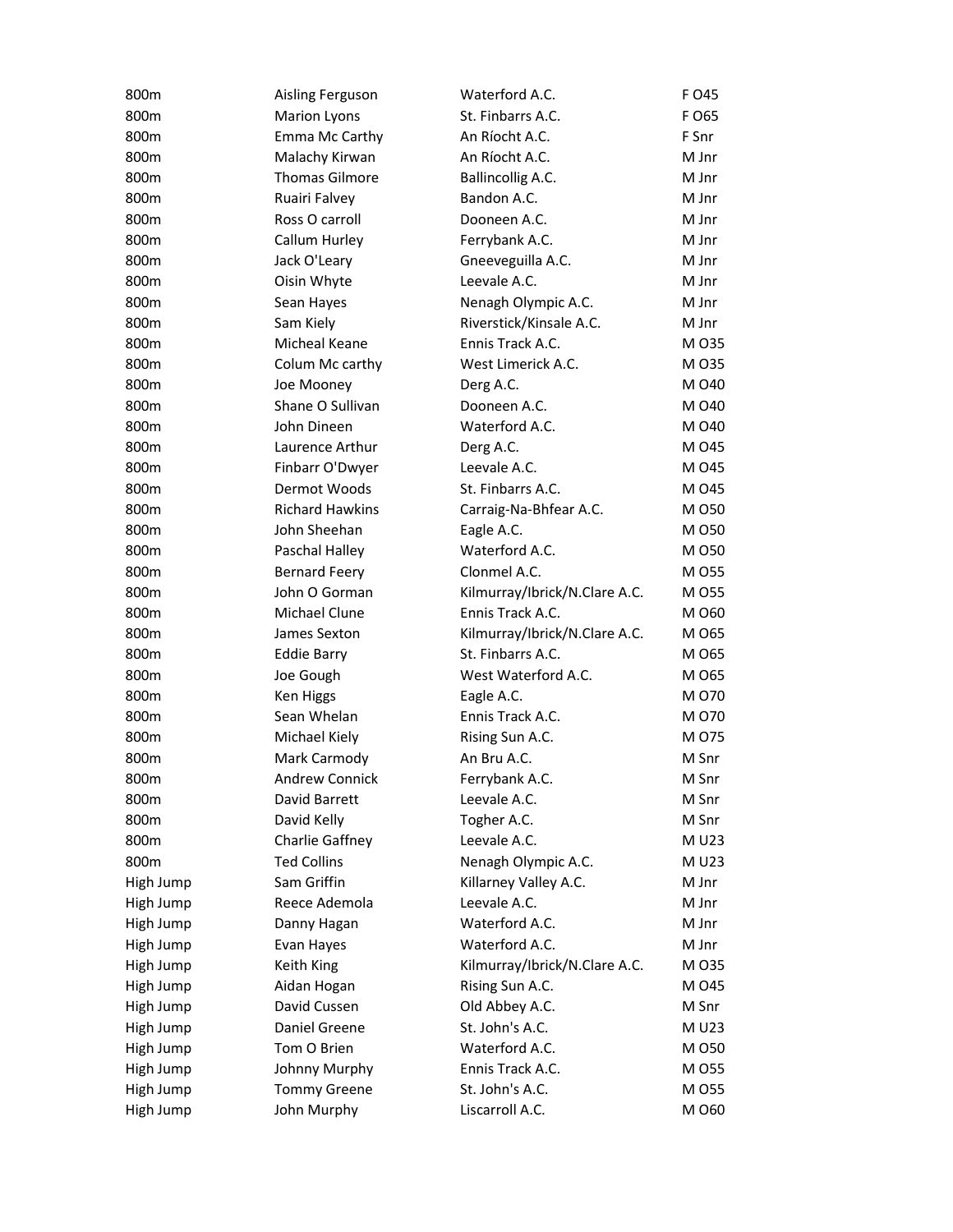| | | | |
|---|---|---|---|
| 800m | Aisling Ferguson | Waterford A.C. | F O45 |
| 800m | Marion Lyons | St. Finbarrs A.C. | F O65 |
| 800m | Emma Mc Carthy | An Ríocht A.C. | F Snr |
| 800m | Malachy Kirwan | An Ríocht A.C. | M Jnr |
| 800m | Thomas Gilmore | Ballincollig A.C. | M Jnr |
| 800m | Ruairi Falvey | Bandon A.C. | M Jnr |
| 800m | Ross O carroll | Dooneen A.C. | M Jnr |
| 800m | Callum Hurley | Ferrybank A.C. | M Jnr |
| 800m | Jack O'Leary | Gneeveguilla A.C. | M Jnr |
| 800m | Oisin Whyte | Leevale A.C. | M Jnr |
| 800m | Sean Hayes | Nenagh Olympic A.C. | M Jnr |
| 800m | Sam Kiely | Riverstick/Kinsale A.C. | M Jnr |
| 800m | Micheal Keane | Ennis Track A.C. | M O35 |
| 800m | Colum Mc carthy | West Limerick A.C. | M O35 |
| 800m | Joe Mooney | Derg A.C. | M O40 |
| 800m | Shane O Sullivan | Dooneen A.C. | M O40 |
| 800m | John Dineen | Waterford A.C. | M O40 |
| 800m | Laurence Arthur | Derg A.C. | M O45 |
| 800m | Finbarr O'Dwyer | Leevale A.C. | M O45 |
| 800m | Dermot Woods | St. Finbarrs A.C. | M O45 |
| 800m | Richard Hawkins | Carraig-Na-Bhfear A.C. | M O50 |
| 800m | John Sheehan | Eagle A.C. | M O50 |
| 800m | Paschal Halley | Waterford A.C. | M O50 |
| 800m | Bernard Feery | Clonmel A.C. | M O55 |
| 800m | John O Gorman | Kilmurray/Ibrick/N.Clare A.C. | M O55 |
| 800m | Michael Clune | Ennis Track A.C. | M O60 |
| 800m | James Sexton | Kilmurray/Ibrick/N.Clare A.C. | M O65 |
| 800m | Eddie Barry | St. Finbarrs A.C. | M O65 |
| 800m | Joe Gough | West Waterford A.C. | M O65 |
| 800m | Ken Higgs | Eagle A.C. | M O70 |
| 800m | Sean Whelan | Ennis Track A.C. | M O70 |
| 800m | Michael Kiely | Rising Sun A.C. | M O75 |
| 800m | Mark Carmody | An Bru A.C. | M Snr |
| 800m | Andrew Connick | Ferrybank A.C. | M Snr |
| 800m | David Barrett | Leevale A.C. | M Snr |
| 800m | David Kelly | Togher A.C. | M Snr |
| 800m | Charlie Gaffney | Leevale A.C. | M U23 |
| 800m | Ted Collins | Nenagh Olympic A.C. | M U23 |
| High Jump | Sam Griffin | Killarney Valley A.C. | M Jnr |
| High Jump | Reece Ademola | Leevale A.C. | M Jnr |
| High Jump | Danny Hagan | Waterford A.C. | M Jnr |
| High Jump | Evan Hayes | Waterford A.C. | M Jnr |
| High Jump | Keith King | Kilmurray/Ibrick/N.Clare A.C. | M O35 |
| High Jump | Aidan Hogan | Rising Sun A.C. | M O45 |
| High Jump | David Cussen | Old Abbey A.C. | M Snr |
| High Jump | Daniel Greene | St. John's A.C. | M U23 |
| High Jump | Tom O Brien | Waterford A.C. | M O50 |
| High Jump | Johnny Murphy | Ennis Track A.C. | M O55 |
| High Jump | Tommy Greene | St. John's A.C. | M O55 |
| High Jump | John Murphy | Liscarroll A.C. | M O60 |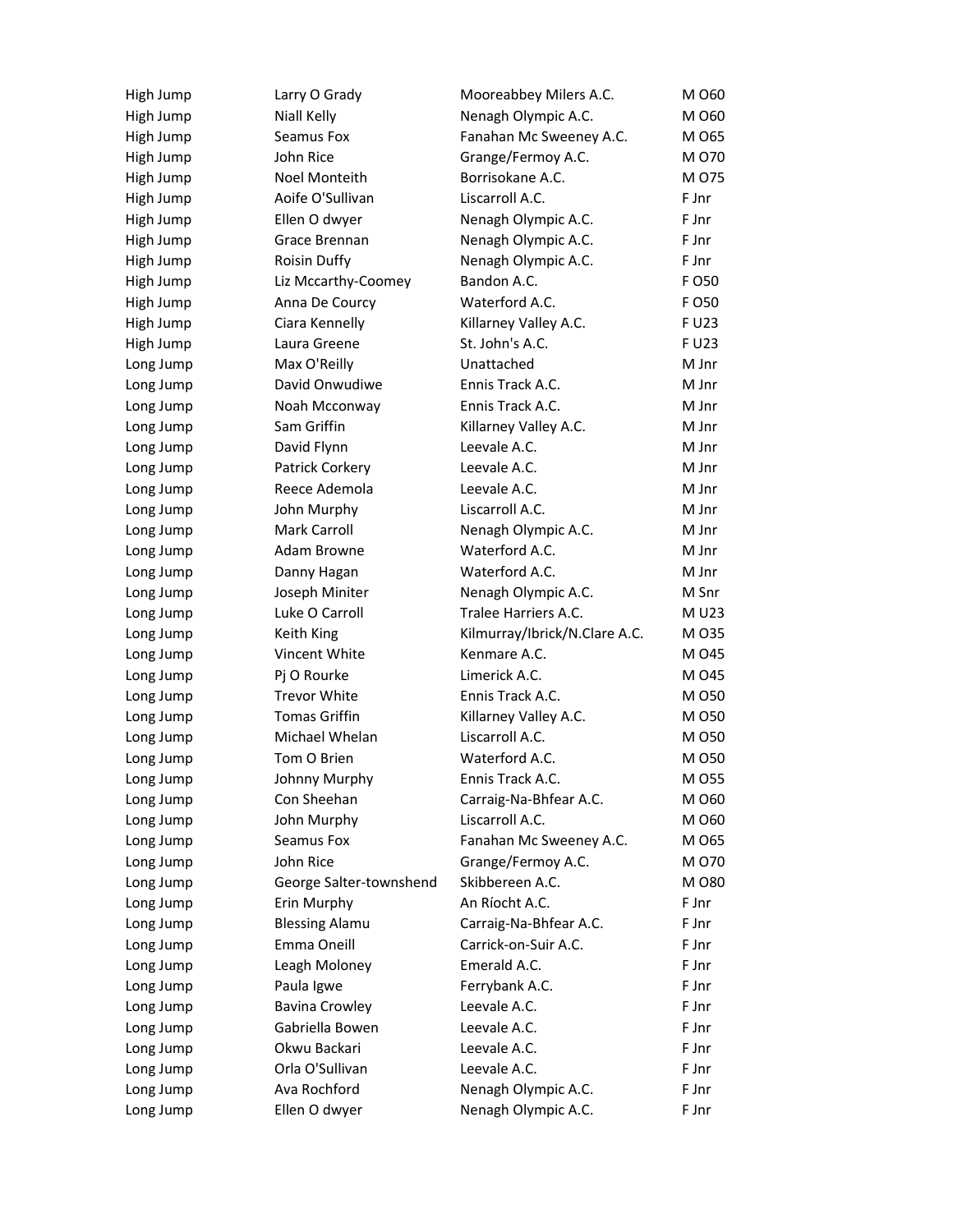| | | | |
|---|---|---|---|
| High Jump | Larry O Grady | Mooreabbey Milers A.C. | M O60 |
| High Jump | Niall Kelly | Nenagh Olympic A.C. | M O60 |
| High Jump | Seamus Fox | Fanahan Mc Sweeney A.C. | M O65 |
| High Jump | John Rice | Grange/Fermoy A.C. | M O70 |
| High Jump | Noel Monteith | Borrisokane A.C. | M O75 |
| High Jump | Aoife O'Sullivan | Liscarroll A.C. | F Jnr |
| High Jump | Ellen O dwyer | Nenagh Olympic A.C. | F Jnr |
| High Jump | Grace Brennan | Nenagh Olympic A.C. | F Jnr |
| High Jump | Roisin Duffy | Nenagh Olympic A.C. | F Jnr |
| High Jump | Liz Mccarthy-Coomey | Bandon A.C. | F O50 |
| High Jump | Anna De Courcy | Waterford A.C. | F O50 |
| High Jump | Ciara Kennelly | Killarney Valley A.C. | F U23 |
| High Jump | Laura Greene | St. John's A.C. | F U23 |
| Long Jump | Max O'Reilly | Unattached | M Jnr |
| Long Jump | David Onwudiwe | Ennis Track A.C. | M Jnr |
| Long Jump | Noah Mcconway | Ennis Track A.C. | M Jnr |
| Long Jump | Sam Griffin | Killarney Valley A.C. | M Jnr |
| Long Jump | David Flynn | Leevale A.C. | M Jnr |
| Long Jump | Patrick Corkery | Leevale A.C. | M Jnr |
| Long Jump | Reece Ademola | Leevale A.C. | M Jnr |
| Long Jump | John Murphy | Liscarroll A.C. | M Jnr |
| Long Jump | Mark Carroll | Nenagh Olympic A.C. | M Jnr |
| Long Jump | Adam Browne | Waterford A.C. | M Jnr |
| Long Jump | Danny Hagan | Waterford A.C. | M Jnr |
| Long Jump | Joseph Miniter | Nenagh Olympic A.C. | M Snr |
| Long Jump | Luke O Carroll | Tralee Harriers A.C. | M U23 |
| Long Jump | Keith King | Kilmurray/Ibrick/N.Clare A.C. | M O35 |
| Long Jump | Vincent White | Kenmare A.C. | M O45 |
| Long Jump | Pj O Rourke | Limerick A.C. | M O45 |
| Long Jump | Trevor White | Ennis Track A.C. | M O50 |
| Long Jump | Tomas Griffin | Killarney Valley A.C. | M O50 |
| Long Jump | Michael Whelan | Liscarroll A.C. | M O50 |
| Long Jump | Tom O Brien | Waterford A.C. | M O50 |
| Long Jump | Johnny Murphy | Ennis Track A.C. | M O55 |
| Long Jump | Con Sheehan | Carraig-Na-Bhfear A.C. | M O60 |
| Long Jump | John Murphy | Liscarroll A.C. | M O60 |
| Long Jump | Seamus Fox | Fanahan Mc Sweeney A.C. | M O65 |
| Long Jump | John Rice | Grange/Fermoy A.C. | M O70 |
| Long Jump | George Salter-townshend | Skibbereen A.C. | M O80 |
| Long Jump | Erin Murphy | An Ríocht A.C. | F Jnr |
| Long Jump | Blessing Alamu | Carraig-Na-Bhfear A.C. | F Jnr |
| Long Jump | Emma Oneill | Carrick-on-Suir A.C. | F Jnr |
| Long Jump | Leagh Moloney | Emerald A.C. | F Jnr |
| Long Jump | Paula Igwe | Ferrybank A.C. | F Jnr |
| Long Jump | Bavina Crowley | Leevale A.C. | F Jnr |
| Long Jump | Gabriella Bowen | Leevale A.C. | F Jnr |
| Long Jump | Okwu Backari | Leevale A.C. | F Jnr |
| Long Jump | Orla O'Sullivan | Leevale A.C. | F Jnr |
| Long Jump | Ava Rochford | Nenagh Olympic A.C. | F Jnr |
| Long Jump | Ellen O dwyer | Nenagh Olympic A.C. | F Jnr |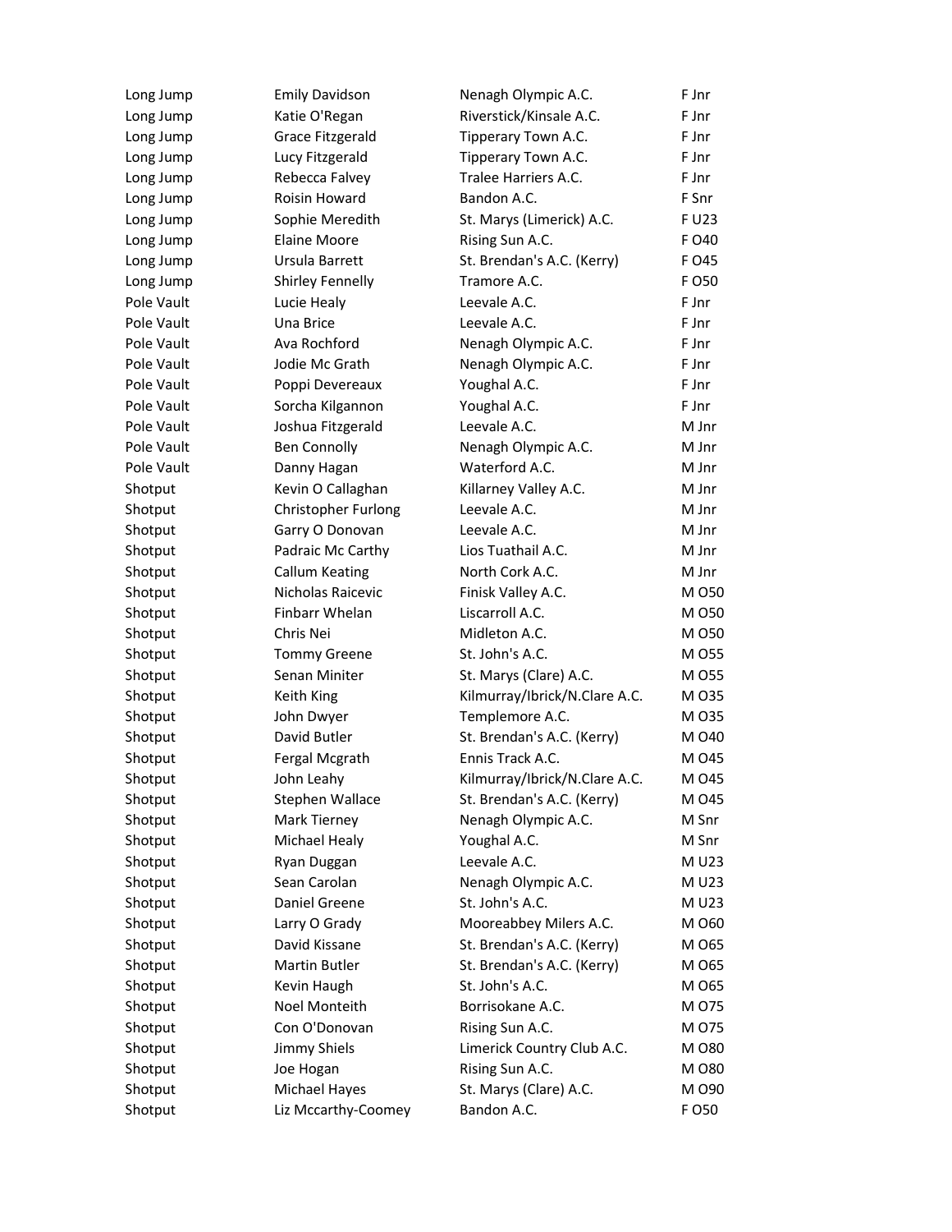| | | | |
|---|---|---|---|
| Long Jump | Emily Davidson | Nenagh Olympic A.C. | F Jnr |
| Long Jump | Katie O'Regan | Riverstick/Kinsale A.C. | F Jnr |
| Long Jump | Grace Fitzgerald | Tipperary Town A.C. | F Jnr |
| Long Jump | Lucy Fitzgerald | Tipperary Town A.C. | F Jnr |
| Long Jump | Rebecca Falvey | Tralee Harriers A.C. | F Jnr |
| Long Jump | Roisin Howard | Bandon A.C. | F Snr |
| Long Jump | Sophie Meredith | St. Marys (Limerick) A.C. | F U23 |
| Long Jump | Elaine Moore | Rising Sun A.C. | F O40 |
| Long Jump | Ursula Barrett | St. Brendan's A.C. (Kerry) | F O45 |
| Long Jump | Shirley Fennelly | Tramore A.C. | F O50 |
| Pole Vault | Lucie Healy | Leevale A.C. | F Jnr |
| Pole Vault | Una Brice | Leevale A.C. | F Jnr |
| Pole Vault | Ava Rochford | Nenagh Olympic A.C. | F Jnr |
| Pole Vault | Jodie Mc Grath | Nenagh Olympic A.C. | F Jnr |
| Pole Vault | Poppi Devereaux | Youghal A.C. | F Jnr |
| Pole Vault | Sorcha Kilgannon | Youghal A.C. | F Jnr |
| Pole Vault | Joshua Fitzgerald | Leevale A.C. | M Jnr |
| Pole Vault | Ben Connolly | Nenagh Olympic A.C. | M Jnr |
| Pole Vault | Danny Hagan | Waterford A.C. | M Jnr |
| Shotput | Kevin O Callaghan | Killarney Valley A.C. | M Jnr |
| Shotput | Christopher Furlong | Leevale A.C. | M Jnr |
| Shotput | Garry O Donovan | Leevale A.C. | M Jnr |
| Shotput | Padraic Mc Carthy | Lios Tuathail A.C. | M Jnr |
| Shotput | Callum Keating | North Cork A.C. | M Jnr |
| Shotput | Nicholas Raicevic | Finisk Valley A.C. | M O50 |
| Shotput | Finbarr Whelan | Liscarroll A.C. | M O50 |
| Shotput | Chris Nei | Midleton A.C. | M O50 |
| Shotput | Tommy Greene | St. John's A.C. | M O55 |
| Shotput | Senan Miniter | St. Marys (Clare) A.C. | M O55 |
| Shotput | Keith King | Kilmurray/Ibrick/N.Clare A.C. | M O35 |
| Shotput | John Dwyer | Templemore A.C. | M O35 |
| Shotput | David Butler | St. Brendan's A.C. (Kerry) | M O40 |
| Shotput | Fergal Mcgrath | Ennis Track A.C. | M O45 |
| Shotput | John Leahy | Kilmurray/Ibrick/N.Clare A.C. | M O45 |
| Shotput | Stephen Wallace | St. Brendan's A.C. (Kerry) | M O45 |
| Shotput | Mark Tierney | Nenagh Olympic A.C. | M Snr |
| Shotput | Michael Healy | Youghal A.C. | M Snr |
| Shotput | Ryan Duggan | Leevale A.C. | M U23 |
| Shotput | Sean Carolan | Nenagh Olympic A.C. | M U23 |
| Shotput | Daniel Greene | St. John's A.C. | M U23 |
| Shotput | Larry O Grady | Mooreabbey Milers A.C. | M O60 |
| Shotput | David Kissane | St. Brendan's A.C. (Kerry) | M O65 |
| Shotput | Martin Butler | St. Brendan's A.C. (Kerry) | M O65 |
| Shotput | Kevin Haugh | St. John's A.C. | M O65 |
| Shotput | Noel Monteith | Borrisokane A.C. | M O75 |
| Shotput | Con O'Donovan | Rising Sun A.C. | M O75 |
| Shotput | Jimmy Shiels | Limerick Country Club A.C. | M O80 |
| Shotput | Joe Hogan | Rising Sun A.C. | M O80 |
| Shotput | Michael Hayes | St. Marys (Clare) A.C. | M O90 |
| Shotput | Liz Mccarthy-Coomey | Bandon A.C. | F O50 |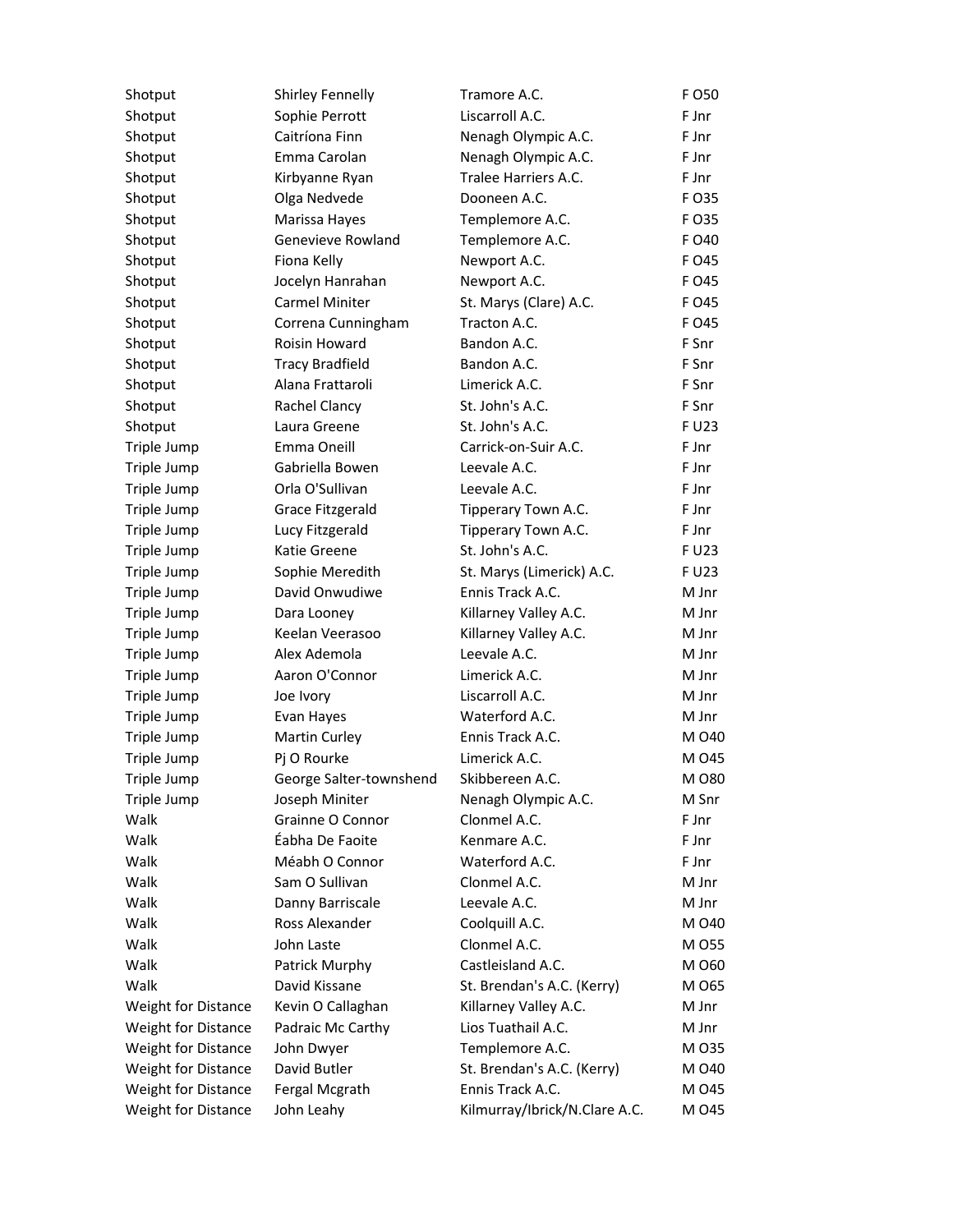| | | | |
|---|---|---|---|
| Shotput | Shirley Fennelly | Tramore A.C. | F O50 |
| Shotput | Sophie Perrott | Liscarroll A.C. | F Jnr |
| Shotput | Caitríona Finn | Nenagh Olympic A.C. | F Jnr |
| Shotput | Emma Carolan | Nenagh Olympic A.C. | F Jnr |
| Shotput | Kirbyanne Ryan | Tralee Harriers A.C. | F Jnr |
| Shotput | Olga Nedvede | Dooneen A.C. | F O35 |
| Shotput | Marissa Hayes | Templemore A.C. | F O35 |
| Shotput | Genevieve Rowland | Templemore A.C. | F O40 |
| Shotput | Fiona Kelly | Newport A.C. | F O45 |
| Shotput | Jocelyn Hanrahan | Newport A.C. | F O45 |
| Shotput | Carmel Miniter | St. Marys (Clare) A.C. | F O45 |
| Shotput | Correna Cunningham | Tracton A.C. | F O45 |
| Shotput | Roisin Howard | Bandon A.C. | F Snr |
| Shotput | Tracy Bradfield | Bandon A.C. | F Snr |
| Shotput | Alana Frattaroli | Limerick A.C. | F Snr |
| Shotput | Rachel Clancy | St. John's A.C. | F Snr |
| Shotput | Laura Greene | St. John's A.C. | F U23 |
| Triple Jump | Emma Oneill | Carrick-on-Suir A.C. | F Jnr |
| Triple Jump | Gabriella Bowen | Leevale A.C. | F Jnr |
| Triple Jump | Orla O'Sullivan | Leevale A.C. | F Jnr |
| Triple Jump | Grace Fitzgerald | Tipperary Town A.C. | F Jnr |
| Triple Jump | Lucy Fitzgerald | Tipperary Town A.C. | F Jnr |
| Triple Jump | Katie Greene | St. John's A.C. | F U23 |
| Triple Jump | Sophie Meredith | St. Marys (Limerick) A.C. | F U23 |
| Triple Jump | David Onwudiwe | Ennis Track A.C. | M Jnr |
| Triple Jump | Dara Looney | Killarney Valley A.C. | M Jnr |
| Triple Jump | Keelan Veerasoo | Killarney Valley A.C. | M Jnr |
| Triple Jump | Alex Ademola | Leevale A.C. | M Jnr |
| Triple Jump | Aaron O'Connor | Limerick A.C. | M Jnr |
| Triple Jump | Joe Ivory | Liscarroll A.C. | M Jnr |
| Triple Jump | Evan Hayes | Waterford A.C. | M Jnr |
| Triple Jump | Martin Curley | Ennis Track A.C. | M O40 |
| Triple Jump | Pj O Rourke | Limerick A.C. | M O45 |
| Triple Jump | George Salter-townshend | Skibbereen A.C. | M O80 |
| Triple Jump | Joseph Miniter | Nenagh Olympic A.C. | M Snr |
| Walk | Grainne O Connor | Clonmel A.C. | F Jnr |
| Walk | Éabha De Faoite | Kenmare A.C. | F Jnr |
| Walk | Méabh O Connor | Waterford A.C. | F Jnr |
| Walk | Sam O Sullivan | Clonmel A.C. | M Jnr |
| Walk | Danny Barriscale | Leevale A.C. | M Jnr |
| Walk | Ross Alexander | Coolquill A.C. | M O40 |
| Walk | John Laste | Clonmel A.C. | M O55 |
| Walk | Patrick Murphy | Castleisland A.C. | M O60 |
| Walk | David Kissane | St. Brendan's A.C. (Kerry) | M O65 |
| Weight for Distance | Kevin O Callaghan | Killarney Valley A.C. | M Jnr |
| Weight for Distance | Padraic Mc Carthy | Lios Tuathail A.C. | M Jnr |
| Weight for Distance | John Dwyer | Templemore A.C. | M O35 |
| Weight for Distance | David Butler | St. Brendan's A.C. (Kerry) | M O40 |
| Weight for Distance | Fergal Mcgrath | Ennis Track A.C. | M O45 |
| Weight for Distance | John Leahy | Kilmurray/Ibrick/N.Clare A.C. | M O45 |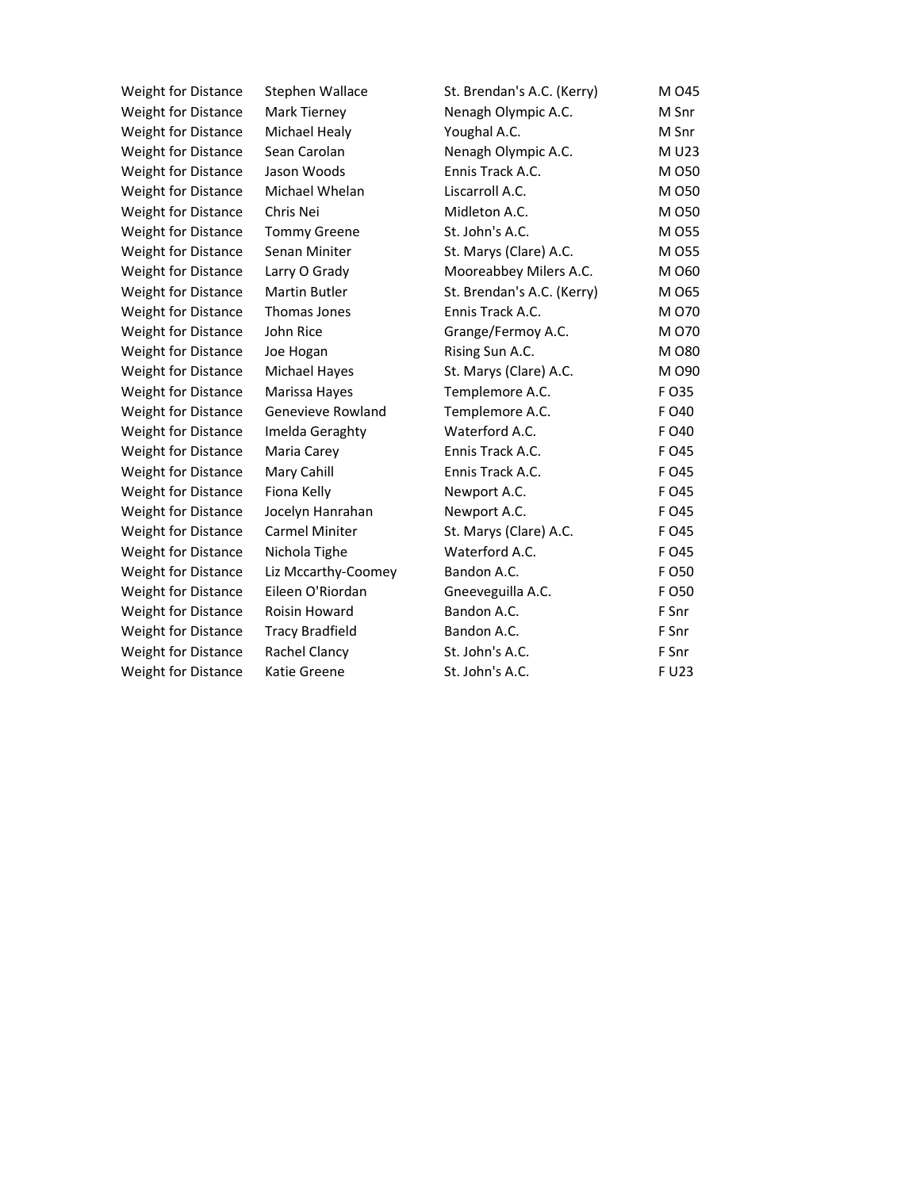| | | | |
|---|---|---|---|
| Weight for Distance | Stephen Wallace | St. Brendan's A.C. (Kerry) | M O45 |
| Weight for Distance | Mark Tierney | Nenagh Olympic A.C. | M Snr |
| Weight for Distance | Michael Healy | Youghal A.C. | M Snr |
| Weight for Distance | Sean Carolan | Nenagh Olympic A.C. | M U23 |
| Weight for Distance | Jason Woods | Ennis Track A.C. | M O50 |
| Weight for Distance | Michael Whelan | Liscarroll A.C. | M O50 |
| Weight for Distance | Chris Nei | Midleton A.C. | M O50 |
| Weight for Distance | Tommy Greene | St. John's A.C. | M O55 |
| Weight for Distance | Senan Miniter | St. Marys (Clare) A.C. | M O55 |
| Weight for Distance | Larry O Grady | Mooreabbey Milers A.C. | M O60 |
| Weight for Distance | Martin Butler | St. Brendan's A.C. (Kerry) | M O65 |
| Weight for Distance | Thomas Jones | Ennis Track A.C. | M O70 |
| Weight for Distance | John Rice | Grange/Fermoy A.C. | M O70 |
| Weight for Distance | Joe Hogan | Rising Sun A.C. | M O80 |
| Weight for Distance | Michael Hayes | St. Marys (Clare) A.C. | M O90 |
| Weight for Distance | Marissa Hayes | Templemore A.C. | F O35 |
| Weight for Distance | Genevieve Rowland | Templemore A.C. | F O40 |
| Weight for Distance | Imelda Geraghty | Waterford A.C. | F O40 |
| Weight for Distance | Maria Carey | Ennis Track A.C. | F O45 |
| Weight for Distance | Mary Cahill | Ennis Track A.C. | F O45 |
| Weight for Distance | Fiona Kelly | Newport A.C. | F O45 |
| Weight for Distance | Jocelyn Hanrahan | Newport A.C. | F O45 |
| Weight for Distance | Carmel Miniter | St. Marys (Clare) A.C. | F O45 |
| Weight for Distance | Nichola Tighe | Waterford A.C. | F O45 |
| Weight for Distance | Liz Mccarthy-Coomey | Bandon A.C. | F O50 |
| Weight for Distance | Eileen O'Riordan | Gneeveguilla A.C. | F O50 |
| Weight for Distance | Roisin Howard | Bandon A.C. | F Snr |
| Weight for Distance | Tracy Bradfield | Bandon A.C. | F Snr |
| Weight for Distance | Rachel Clancy | St. John's A.C. | F Snr |
| Weight for Distance | Katie Greene | St. John's A.C. | F U23 |